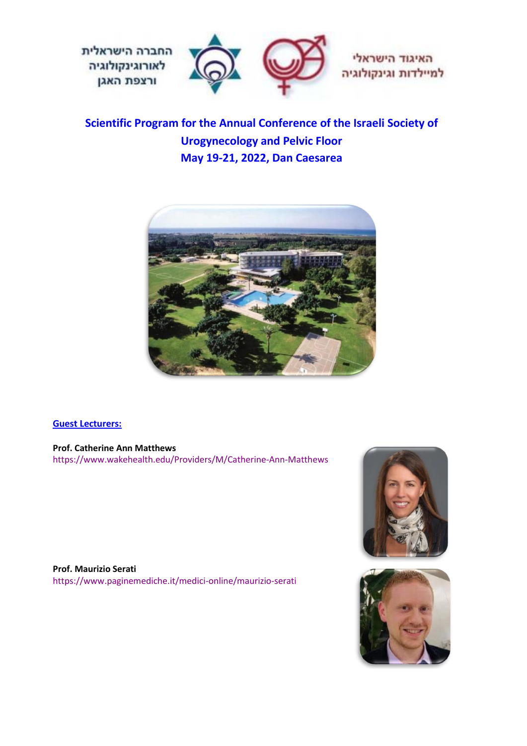החברה הישראלית לאורוגינקולוגיה ורצפת האגן

האיגוד הישראלי למיילדות וגינקולוגיה

# Scientific Program for the Annual Conference of the Israeli Society of Urogynecology and Pelvic Floor
# May 19-21, 2022, Dan Caesarea

**Guest Lecturers:**

**Prof. Catherine Ann Matthews**
https://www.wakehealth.edu/Providers/M/Catherine-Ann-Matthews

**Prof. Maurizio Serati**
https://www.paginemediche.it/medici-online/maurizio-serati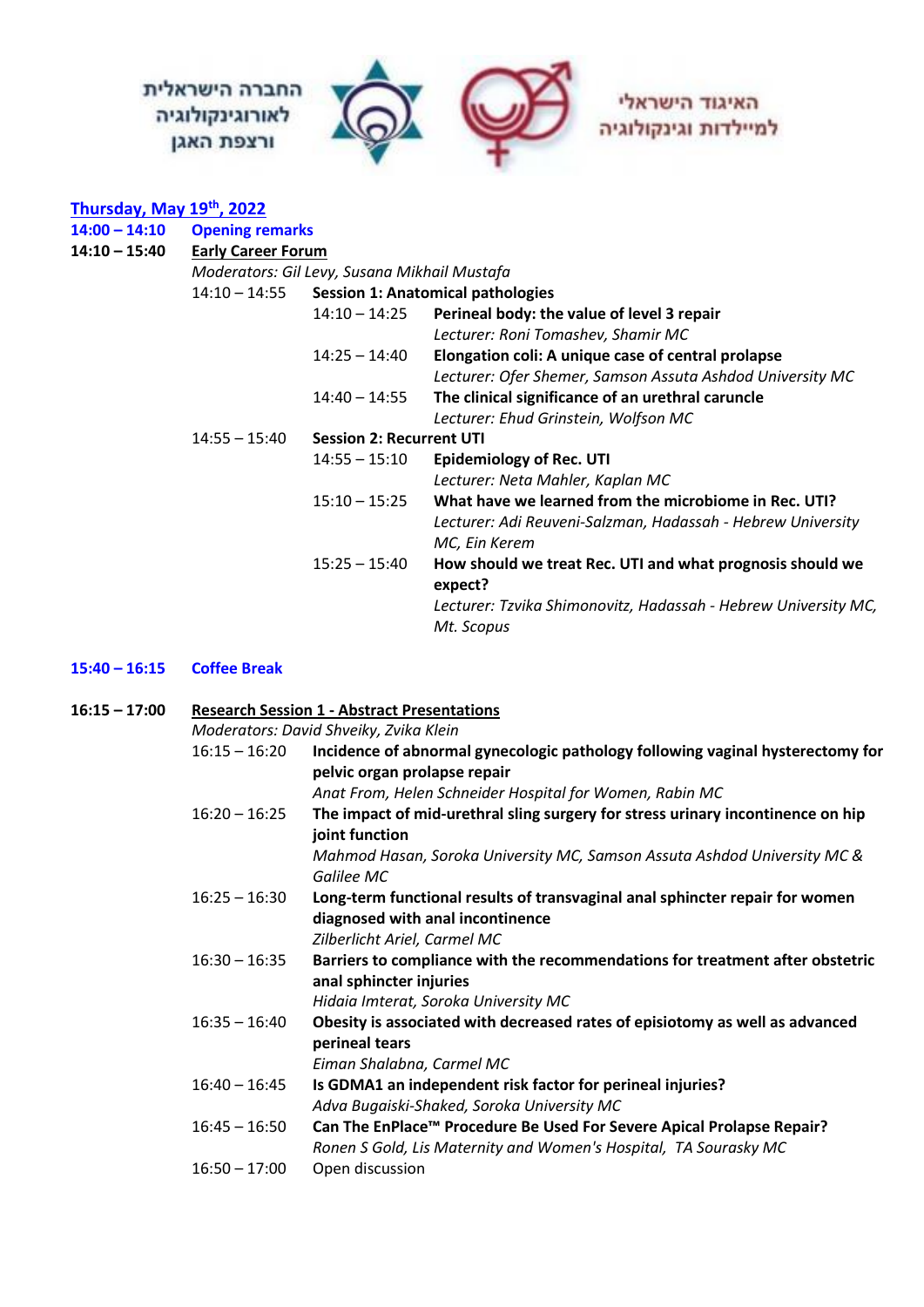החברה הישראלית לאורוגינקולוגיה ורצפת האגן

האיגוד הישראלי למיילדות וגינקולוגיה

## Thursday, May 19th, 2022

**14:00 – 14:10** **Opening remarks**

**14:10 – 15:40** **Early Career Forum**

*Moderators: Gil Levy, Susana Mikhail Mustafa*

14:10 – 14:55 **Session 1: Anatomical pathologies**

- 14:10 – 14:25 **Perineal body: the value of level 3 repair**
  *Lecturer: Roni Tomashev, Shamir MC*
- 14:25 – 14:40 **Elongation coli: A unique case of central prolapse**
  *Lecturer: Ofer Shemer, Samson Assuta Ashdod University MC*
- 14:40 – 14:55 **The clinical significance of an urethral caruncle**
  *Lecturer: Ehud Grinstein, Wolfson MC*

14:55 – 15:40 **Session 2: Recurrent UTI**

- 14:55 – 15:10 **Epidemiology of Rec. UTI**
  *Lecturer: Neta Mahler, Kaplan MC*
- 15:10 – 15:25 **What have we learned from the microbiome in Rec. UTI?**
  *Lecturer: Adi Reuveni-Salzman, Hadassah - Hebrew University MC, Ein Kerem*
- 15:25 – 15:40 **How should we treat Rec. UTI and what prognosis should we expect?**
  *Lecturer: Tzvika Shimonovitz, Hadassah - Hebrew University MC, Mt. Scopus*

**15:40 – 16:15** **Coffee Break**

**16:15 – 17:00** **Research Session 1 - Abstract Presentations**

*Moderators: David Shveiky, Zvika Klein*

- 16:15 – 16:20 **Incidence of abnormal gynecologic pathology following vaginal hysterectomy for pelvic organ prolapse repair**
  *Anat From, Helen Schneider Hospital for Women, Rabin MC*
- 16:20 – 16:25 **The impact of mid-urethral sling surgery for stress urinary incontinence on hip joint function**
  *Mahmod Hasan, Soroka University MC, Samson Assuta Ashdod University MC & Galilee MC*
- 16:25 – 16:30 **Long-term functional results of transvaginal anal sphincter repair for women diagnosed with anal incontinence**
  *Zilberlicht Ariel, Carmel MC*
- 16:30 – 16:35 **Barriers to compliance with the recommendations for treatment after obstetric anal sphincter injuries**
  *Hidaia Imterat, Soroka University MC*
- 16:35 – 16:40 **Obesity is associated with decreased rates of episiotomy as well as advanced perineal tears**
  *Eiman Shalabna, Carmel MC*
- 16:40 – 16:45 **Is GDMA1 an independent risk factor for perineal injuries?**
  *Adva Bugaiski-Shaked, Soroka University MC*
- 16:45 – 16:50 **Can The EnPlace™ Procedure Be Used For Severe Apical Prolapse Repair?**
  *Ronen S Gold, Lis Maternity and Women's Hospital, TA Sourasky MC*
- 16:50 – 17:00 Open discussion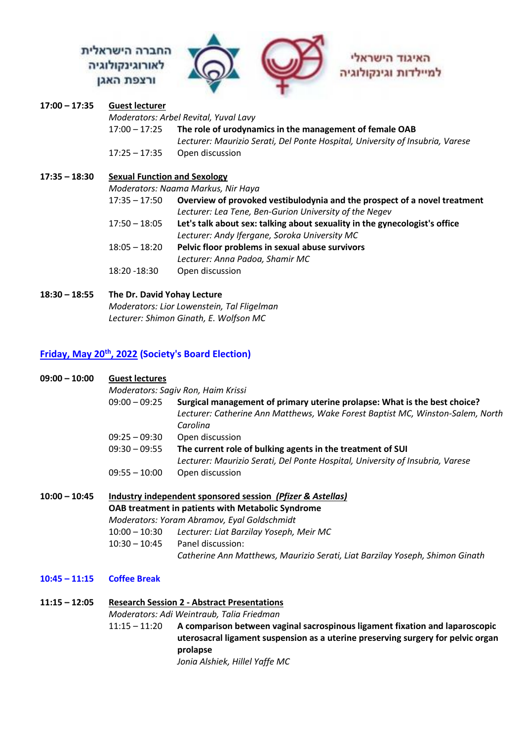החברה הישראלית לאורוגינקולוגיה ורצפת האגן

האיגוד הישראלי למיילדות וגינקולוגיה

**17:00 – 17:35** **Guest lecturer**

*Moderators: Arbel Revital, Yuval Lavy*

- 17:00 – 17:25 **The role of urodynamics in the management of female OAB**
  *Lecturer: Maurizio Serati, Del Ponte Hospital, University of Insubria, Varese*
- 17:25 – 17:35 Open discussion

**17:35 – 18:30** **Sexual Function and Sexology**

*Moderators: Naama Markus, Nir Haya*

- 17:35 – 17:50 **Overview of provoked vestibulodynia and the prospect of a novel treatment**
  *Lecturer: Lea Tene, Ben-Gurion University of the Negev*
- 17:50 – 18:05 **Let's talk about sex: talking about sexuality in the gynecologist's office**
  *Lecturer: Andy Ifergane, Soroka University MC*
- 18:05 – 18:20 **Pelvic floor problems in sexual abuse survivors**
  *Lecturer: Anna Padoa, Shamir MC*
- 18:20 -18:30 Open discussion

**18:30 – 18:55** **The Dr. David Yohay Lecture**

*Moderators: Lior Lowenstein, Tal Fligelman*

*Lecturer: Shimon Ginath, E. Wolfson MC*

## Friday, May 20th, 2022 (Society's Board Election)

**09:00 – 10:00** **Guest lectures**

*Moderators: Sagiv Ron, Haim Krissi*

- 09:00 – 09:25 **Surgical management of primary uterine prolapse: What is the best choice?**
  *Lecturer: Catherine Ann Matthews, Wake Forest Baptist MC, Winston-Salem, North Carolina*
- 09:25 – 09:30 Open discussion
- 09:30 – 09:55 **The current role of bulking agents in the treatment of SUI**
  *Lecturer: Maurizio Serati, Del Ponte Hospital, University of Insubria, Varese*
- 09:55 – 10:00 Open discussion

**10:00 – 10:45** **Industry independent sponsored session *(Pfizer & Astellas)***

**OAB treatment in patients with Metabolic Syndrome**

*Moderators: Yoram Abramov, Eyal Goldschmidt*

- 10:00 – 10:30 *Lecturer: Liat Barzilay Yoseph, Meir MC*
- 10:30 – 10:45 Panel discussion:
  *Catherine Ann Matthews, Maurizio Serati, Liat Barzilay Yoseph, Shimon Ginath*

**10:45 – 11:15** **Coffee Break**

**11:15 – 12:05** **Research Session 2 - Abstract Presentations**

*Moderators: Adi Weintraub, Talia Friedman*

- 11:15 – 11:20 **A comparison between vaginal sacrospinous ligament fixation and laparoscopic uterosacral ligament suspension as a uterine preserving surgery for pelvic organ prolapse**
  *Jonia Alshiek, Hillel Yaffe MC*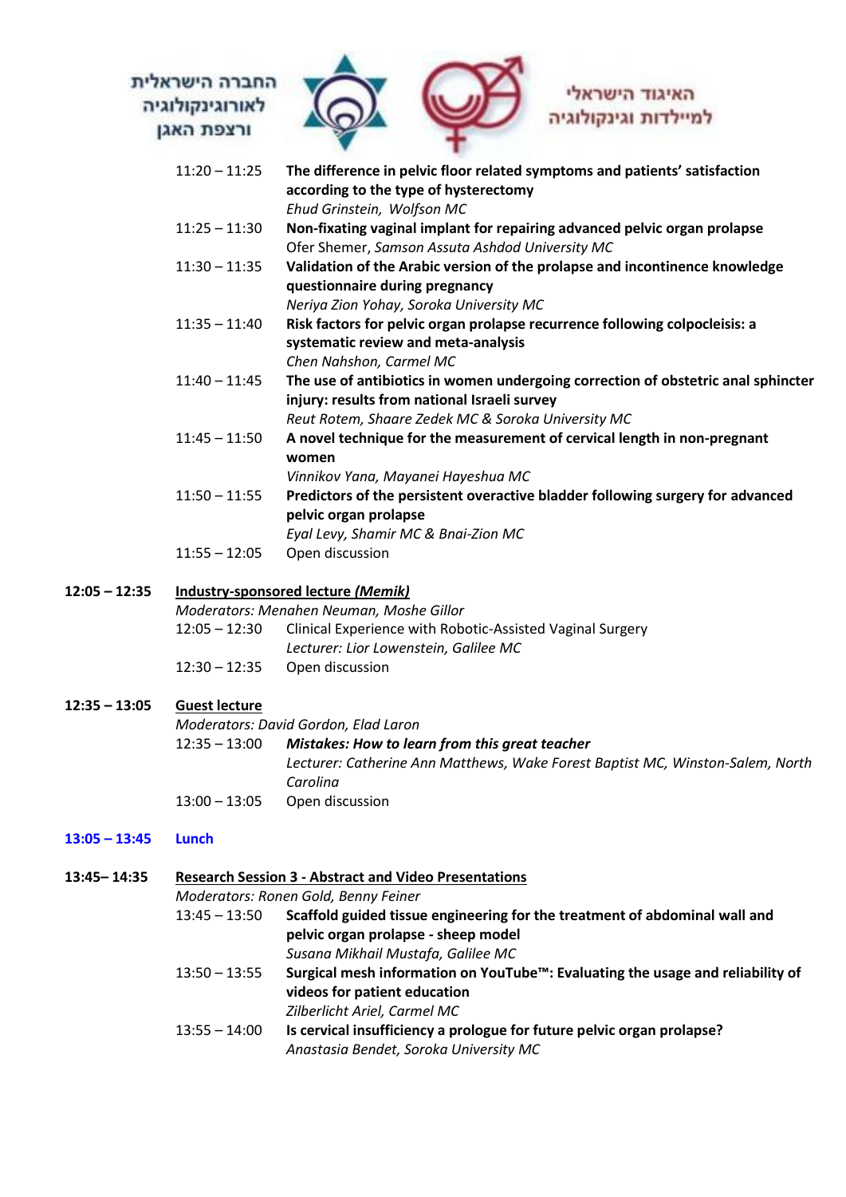| | | |
|---|---|---|
| | 11:20 – 11:25 | **The difference in pelvic floor related symptoms and patients' satisfaction according to the type of hysterectomy**<br>*Ehud Grinstein, Wolfson MC* |
| | 11:25 – 11:30 | **Non-fixating vaginal implant for repairing advanced pelvic organ prolapse**<br>Ofer Shemer, *Samson Assuta Ashdod University MC* |
| | 11:30 – 11:35 | **Validation of the Arabic version of the prolapse and incontinence knowledge questionnaire during pregnancy**<br>*Neriya Zion Yohay, Soroka University MC* |
| | 11:35 – 11:40 | **Risk factors for pelvic organ prolapse recurrence following colpocleisis: a systematic review and meta-analysis**<br>*Chen Nahshon, Carmel MC* |
| | 11:40 – 11:45 | **The use of antibiotics in women undergoing correction of obstetric anal sphincter injury: results from national Israeli survey**<br>*Reut Rotem, Shaare Zedek MC & Soroka University MC* |
| | 11:45 – 11:50 | **A novel technique for the measurement of cervical length in non-pregnant women**<br>*Vinnikov Yana, Mayanei Hayeshua MC* |
| | 11:50 – 11:55 | **Predictors of the persistent overactive bladder following surgery for advanced pelvic organ prolapse**<br>*Eyal Levy, Shamir MC & Bnai-Zion MC* |
| | 11:55 – 12:05 | Open discussion |
| **12:05 – 12:35** | **Industry-sponsored lecture *(Memik)***<br>*Moderators: Menahen Neuman, Moshe Gillor* | |
| | 12:05 – 12:30 | Clinical Experience with Robotic-Assisted Vaginal Surgery<br>*Lecturer: Lior Lowenstein, Galilee MC* |
| | 12:30 – 12:35 | Open discussion |
| **12:35 – 13:05** | **Guest lecture**<br>*Moderators: David Gordon, Elad Laron* | |
| | 12:35 – 13:00 | ***Mistakes: How to learn from this great teacher***<br>*Lecturer: Catherine Ann Matthews, Wake Forest Baptist MC, Winston-Salem, North Carolina* |
| | 13:00 – 13:05 | Open discussion |
| **13:05 – 13:45** | **Lunch** | |
| **13:45– 14:35** | **Research Session 3 - Abstract and Video Presentations**<br>*Moderators: Ronen Gold, Benny Feiner* | |
| | 13:45 – 13:50 | **Scaffold guided tissue engineering for the treatment of abdominal wall and pelvic organ prolapse - sheep model**<br>*Susana Mikhail Mustafa, Galilee MC* |
| | 13:50 – 13:55 | **Surgical mesh information on YouTube™: Evaluating the usage and reliability of videos for patient education**<br>*Zilberlicht Ariel, Carmel MC* |
| | 13:55 – 14:00 | **Is cervical insufficiency a prologue for future pelvic organ prolapse?**<br>*Anastasia Bendet, Soroka University MC* |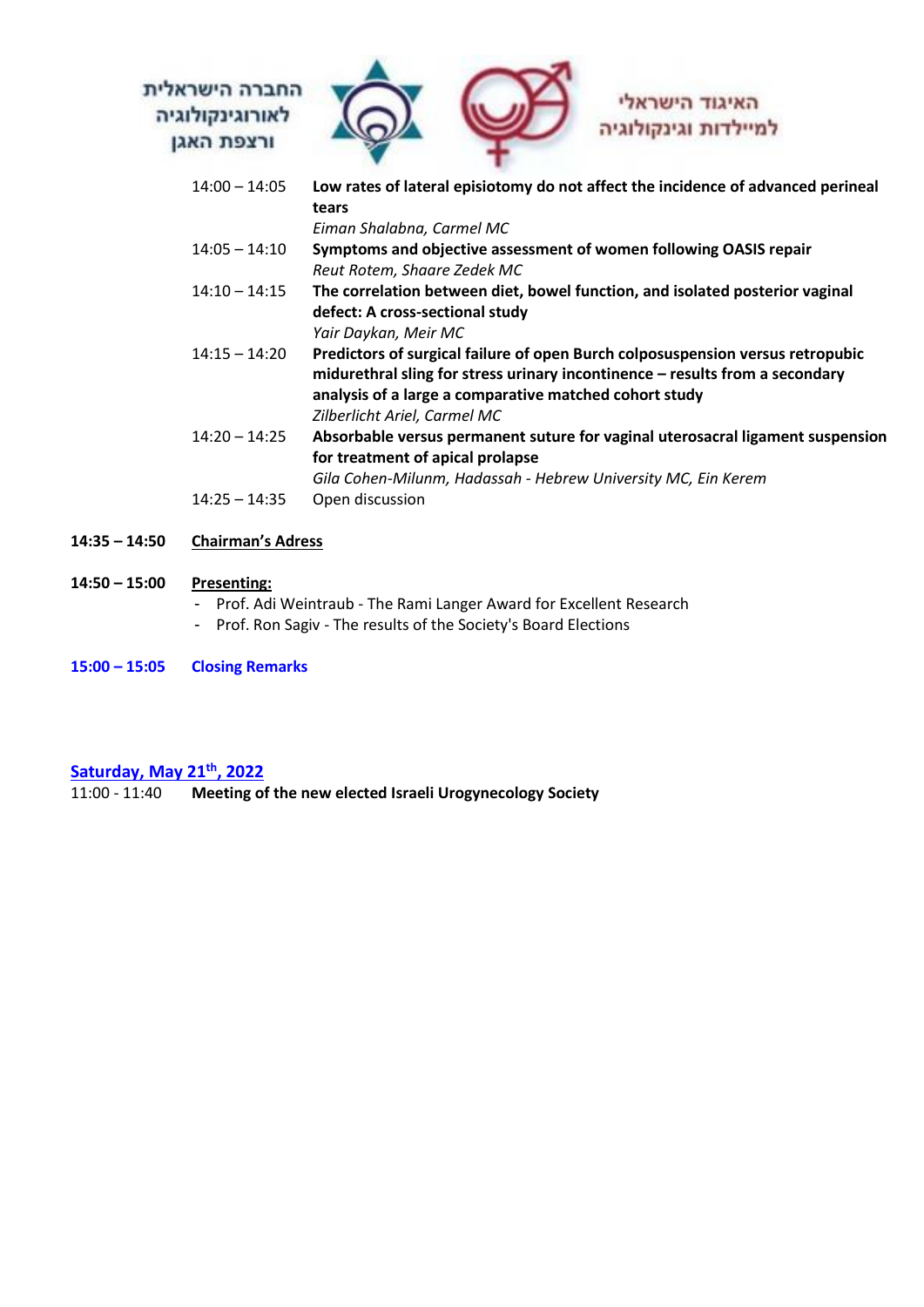החברה הישראלית לאורוגינקולוגיה ורצפת האגן

האיגוד הישראלי למיילדות וגינקולוגיה

14:00 – 14:05 **Low rates of lateral episiotomy do not affect the incidence of advanced perineal tears**
*Eiman Shalabna, Carmel MC*

14:05 – 14:10 **Symptoms and objective assessment of women following OASIS repair**
*Reut Rotem, Shaare Zedek MC*

14:10 – 14:15 **The correlation between diet, bowel function, and isolated posterior vaginal defect: A cross-sectional study**
*Yair Daykan, Meir MC*

14:15 – 14:20 **Predictors of surgical failure of open Burch colposuspension versus retropubic midurethral sling for stress urinary incontinence – results from a secondary analysis of a large a comparative matched cohort study**
*Zilberlicht Ariel, Carmel MC*

14:20 – 14:25 **Absorbable versus permanent suture for vaginal uterosacral ligament suspension for treatment of apical prolapse**
*Gila Cohen-Milunm, Hadassah - Hebrew University MC, Ein Kerem*

14:25 – 14:35 Open discussion

**14:35 – 14:50** **Chairman's Adress**

**14:50 – 15:00** **Presenting:**

- Prof. Adi Weintraub - The Rami Langer Award for Excellent Research
- Prof. Ron Sagiv - The results of the Society's Board Elections

**15:00 – 15:05** **Closing Remarks**

## Saturday, May 21th, 2022

11:00 - 11:40 **Meeting of the new elected Israeli Urogynecology Society**